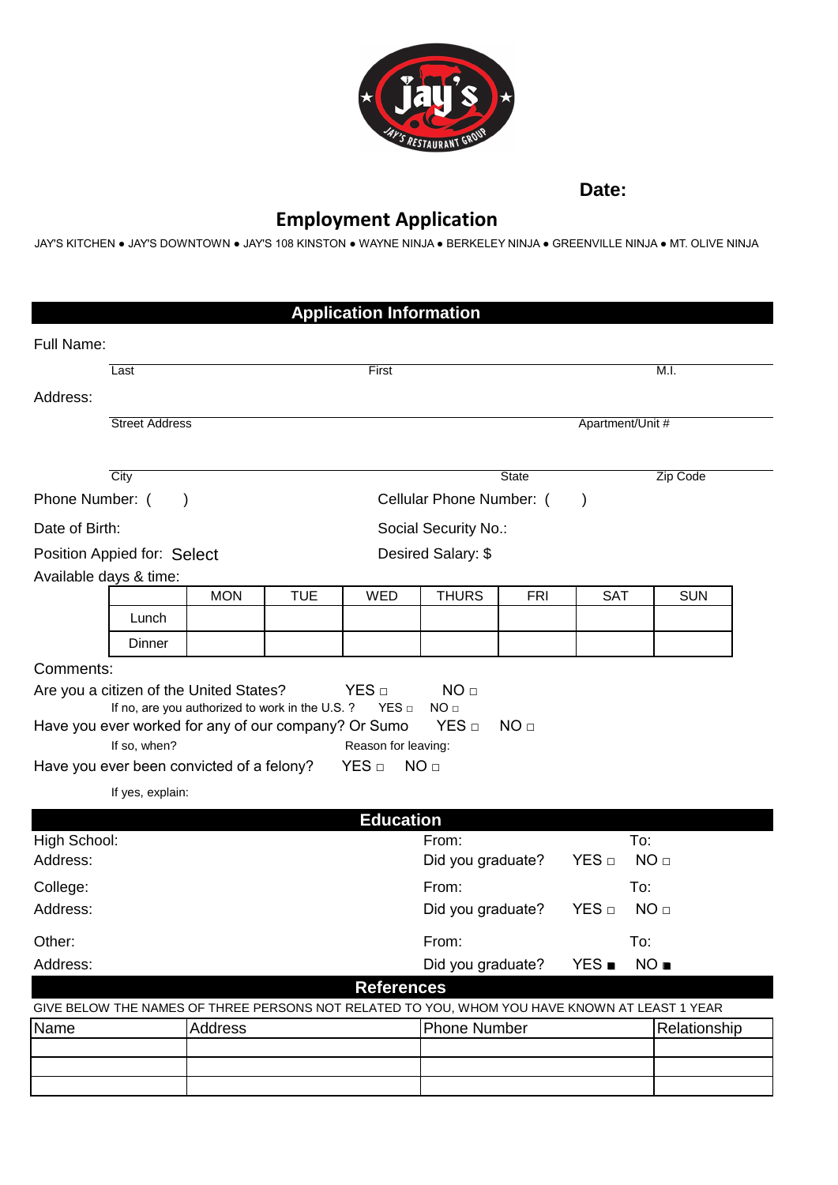**Date:**

# Employment Application

JAY'S KITCHEN ● JAY'S DOWNTOWN ● JAY'S 108 KINSTON ● WAYNE NINJA ● BERKELEY NINJA ● GREENVILLE NINJA ● MT. OLIVE NINJA

## Application Information

Full Name:

Last | First | M.I.

Address:

Street Address | Apartment/Unit #

City | State | Zip Code

Phone Number: (    )    Cellular Phone Number: (    )

Date of Birth:    Social Security No.:

Position Appied for: Select    Desired Salary: $

Available days & time:

| | MON | TUE | WED | THURS | FRI | SAT | SUN |
|---|---|---|---|---|---|---|---|
| Lunch | | | | | | | |
| Dinner | | | | | | | |

Comments:

Are you a citizen of the United States? YES □ NO □

If no, are you authorized to work in the U.S. ? YES □ NO □

Have you ever worked for any of our company? Or Sumo YES □ NO □

If so, when? Reason for leaving:

Have you ever been convicted of a felony? YES □ NO □

If yes, explain:

## Education

High School: From: To:

Address: Did you graduate? YES □ NO □

College: From: To:

Address: Did you graduate? YES □ NO □

Other: From: To:

Address: Did you graduate? YES ■ NO ■

## References

GIVE BELOW THE NAMES OF THREE PERSONS NOT RELATED TO YOU, WHOM YOU HAVE KNOWN AT LEAST 1 YEAR

| Name | Address | Phone Number | Relationship |
|---|---|---|---|
| | | | |
| | | | |
| | | | |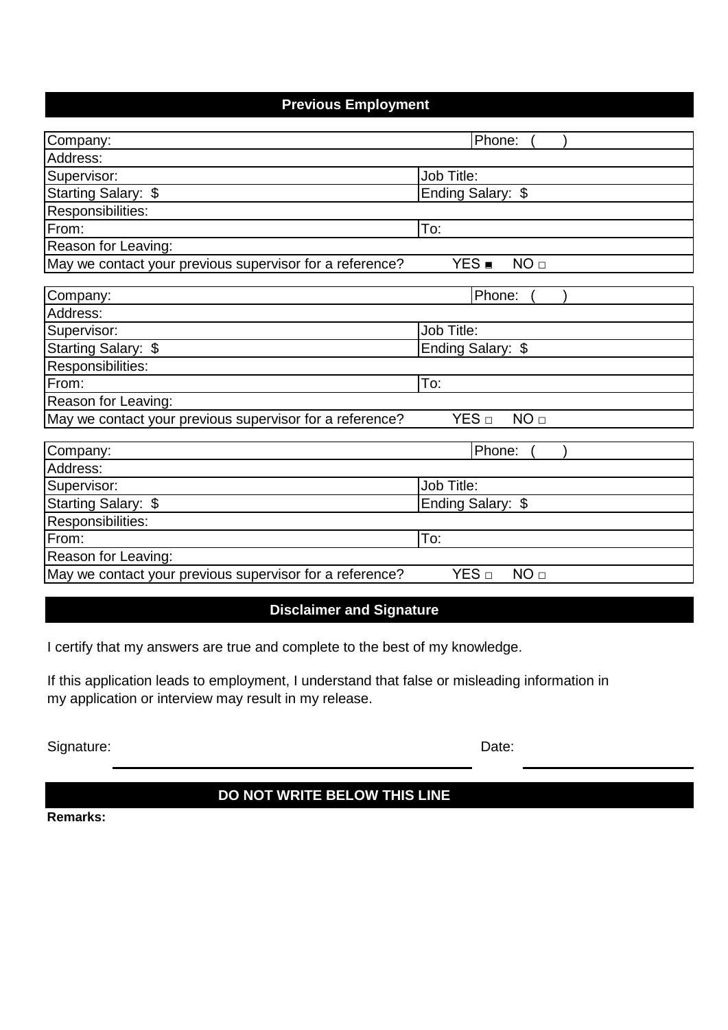## Previous Employment

| | |
|---|---|
| Company: | Phone: ( ) |
| Address: | |
| Supervisor: | Job Title: |
| Starting Salary: $ | Ending Salary: $ |
| Responsibilities: | |
| From: | To: |
| Reason for Leaving: | |
| May we contact your previous supervisor for a reference? | YES ■ NO □ |

| | |
|---|---|
| Company: | Phone: ( ) |
| Address: | |
| Supervisor: | Job Title: |
| Starting Salary: $ | Ending Salary: $ |
| Responsibilities: | |
| From: | To: |
| Reason for Leaving: | |
| May we contact your previous supervisor for a reference? | YES □ NO □ |

| | |
|---|---|
| Company: | Phone: ( ) |
| Address: | |
| Supervisor: | Job Title: |
| Starting Salary: $ | Ending Salary: $ |
| Responsibilities: | |
| From: | To: |
| Reason for Leaving: | |
| May we contact your previous supervisor for a reference? | YES □ NO □ |

## Disclaimer and Signature

I certify that my answers are true and complete to the best of my knowledge.

If this application leads to employment, I understand that false or misleading information in my application or interview may result in my release.

Signature: ______________________________ Date: ______________

## DO NOT WRITE BELOW THIS LINE

**Remarks:**